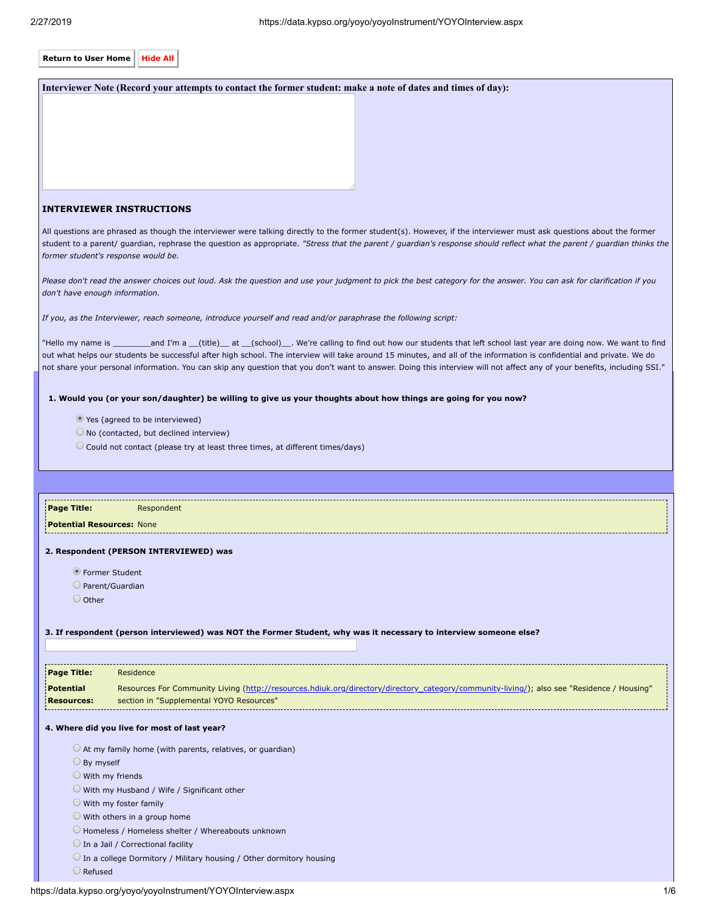Return to User Home | Hide All

**Interviewer Note (Record your attempts to contact the former student: make a note of dates and times of day):**

### INTERVIEWER INSTRUCTIONS

All questions are phrased as though the interviewer were talking directly to the former student(s). However, if the interviewer must ask questions about the former student to a parent/ guardian, rephrase the question as appropriate. *"Stress that the parent / guardian's response should reflect what the parent / guardian thinks the former student's response would be.*

*Please don't read the answer choices out loud. Ask the question and use your judgment to pick the best category for the answer. You can ask for clarification if you don't have enough information.*

*If you, as the Interviewer, reach someone, introduce yourself and read and/or paraphrase the following script:*

"Hello my name is _________and I'm a __(title)__ at __(school)__. We're calling to find out how our students that left school last year are doing now. We want to find out what helps our students be successful after high school. The interview will take around 15 minutes, and all of the information is confidential and private. We do not share your personal information. You can skip any question that you don't want to answer. Doing this interview will not affect any of your benefits, including SSI."

**1. Would you (or your son/daughter) be willing to give us your thoughts about how things are going for you now?**

- (●) Yes (agreed to be interviewed)
- ( ) No (contacted, but declined interview)
- ( ) Could not contact (please try at least three times, at different times/days)

---

**Page Title:** Respondent
**Potential Resources:** None

**2. Respondent (PERSON INTERVIEWED) was**

- (●) Former Student
- ( ) Parent/Guardian
- ( ) Other

**3. If respondent (person interviewed) was NOT the Former Student, why was it necessary to interview someone else?**

**Page Title:** Residence
**Potential Resources:** Resources For Community Living (http://resources.hdiuk.org/directory/directory_category/community-living/); also see "Residence / Housing" section in "Supplemental YOYO Resources"

**4. Where did you live for most of last year?**

- ( ) At my family home (with parents, relatives, or guardian)
- ( ) By myself
- ( ) With my friends
- ( ) With my Husband / Wife / Significant other
- ( ) With my foster family
- ( ) With others in a group home
- ( ) Homeless / Homeless shelter / Whereabouts unknown
- ( ) In a Jail / Correctional facility
- ( ) In a college Dormitory / Military housing / Other dormitory housing
- ( ) Refused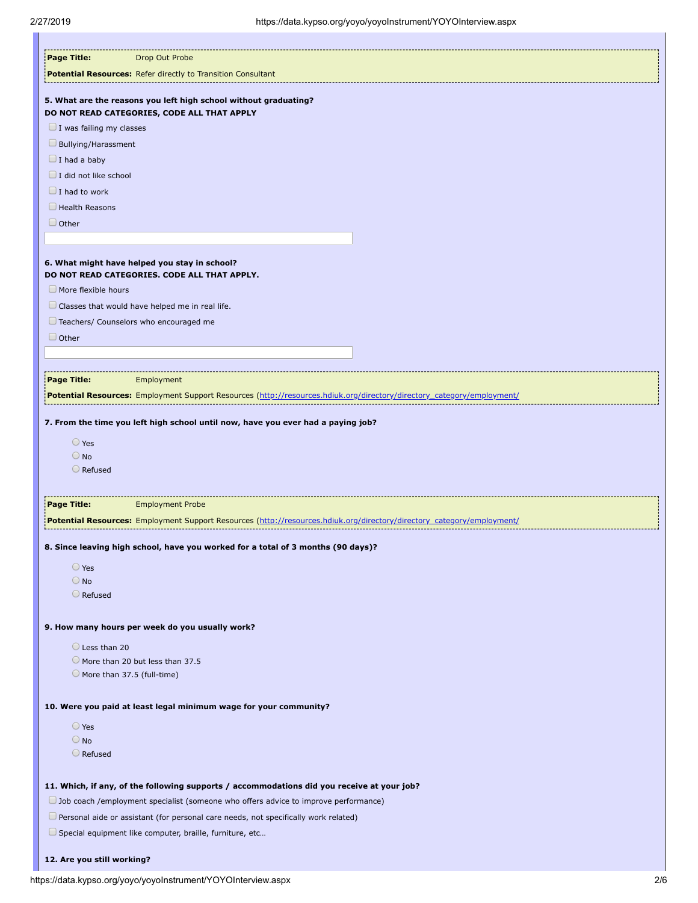**Page Title:** Drop Out Probe

**Potential Resources:** Refer directly to Transition Consultant

**5. What are the reasons you left high school without graduating?**
**DO NOT READ CATEGORIES, CODE ALL THAT APPLY**

- ☐ I was failing my classes
- ☐ Bullying/Harassment
- ☐ I had a baby
- ☐ I did not like school
- ☐ I had to work
- ☐ Health Reasons
- ☐ Other

**6. What might have helped you stay in school?**
**DO NOT READ CATEGORIES. CODE ALL THAT APPLY.**

- ☐ More flexible hours
- ☐ Classes that would have helped me in real life.
- ☐ Teachers/ Counselors who encouraged me
- ☐ Other

**Page Title:** Employment

**Potential Resources:** Employment Support Resources (http://resources.hdiuk.org/directory/directory_category/employment/

**7. From the time you left high school until now, have you ever had a paying job?**

- ○ Yes
- ○ No
- ○ Refused

**Page Title:** Employment Probe

**Potential Resources:** Employment Support Resources (http://resources.hdiuk.org/directory/directory_category/employment/

**8. Since leaving high school, have you worked for a total of 3 months (90 days)?**

- ○ Yes
- ○ No
- ○ Refused

**9. How many hours per week do you usually work?**

- ○ Less than 20
- ○ More than 20 but less than 37.5
- ○ More than 37.5 (full-time)

**10. Were you paid at least legal minimum wage for your community?**

- ○ Yes
- ○ No
- ○ Refused

**11. Which, if any, of the following supports / accommodations did you receive at your job?**

- ☐ Job coach /employment specialist (someone who offers advice to improve performance)
- ☐ Personal aide or assistant (for personal care needs, not specifically work related)
- ☐ Special equipment like computer, braille, furniture, etc…

**12. Are you still working?**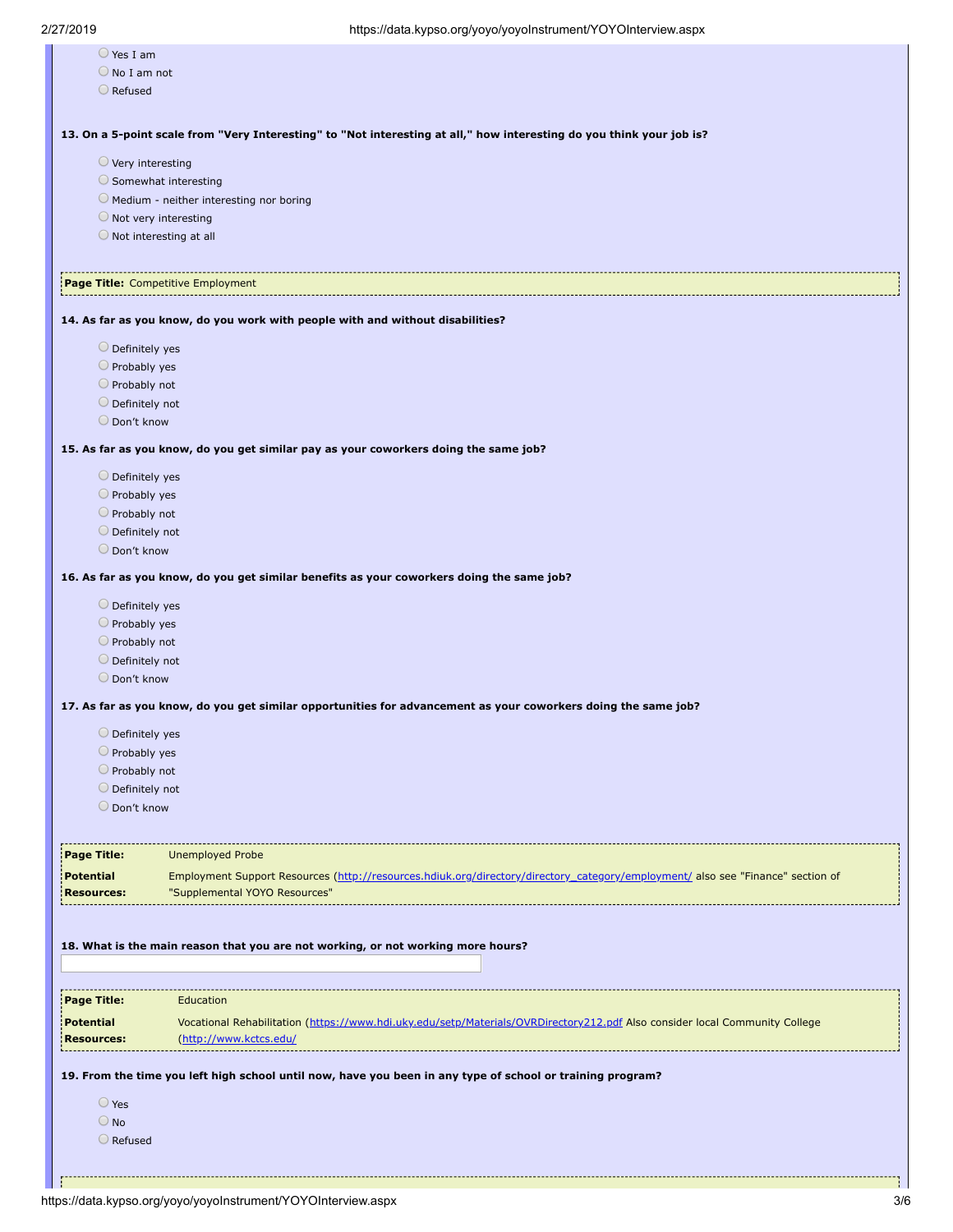- Yes I am
- No I am not
- Refused

**13. On a 5-point scale from "Very Interesting" to "Not interesting at all," how interesting do you think your job is?**

- Very interesting
- Somewhat interesting
- Medium - neither interesting nor boring
- Not very interesting
- Not interesting at all

**Page Title:** Competitive Employment

**14. As far as you know, do you work with people with and without disabilities?**

- Definitely yes
- Probably yes
- Probably not
- Definitely not
- Don't know

**15. As far as you know, do you get similar pay as your coworkers doing the same job?**

- Definitely yes
- Probably yes
- Probably not
- Definitely not
- Don't know

**16. As far as you know, do you get similar benefits as your coworkers doing the same job?**

- Definitely yes
- Probably yes
- Probably not
- Definitely not
- Don't know

**17. As far as you know, do you get similar opportunities for advancement as your coworkers doing the same job?**

- Definitely yes
- Probably yes
- Probably not
- Definitely not
- Don't know

| | |
|---|---|
| **Page Title:** | Unemployed Probe |
| **Potential Resources:** | Employment Support Resources (http://resources.hdiuk.org/directory/directory_category/employment/ also see "Finance" section of "Supplemental YOYO Resources" |

**18. What is the main reason that you are not working, or not working more hours?**

| | |
|---|---|
| **Page Title:** | Education |
| **Potential Resources:** | Vocational Rehabilitation (https://www.hdi.uky.edu/setp/Materials/OVRDirectory212.pdf Also consider local Community College (http://www.kctcs.edu/ |

**19. From the time you left high school until now, have you been in any type of school or training program?**

- Yes
- No
- Refused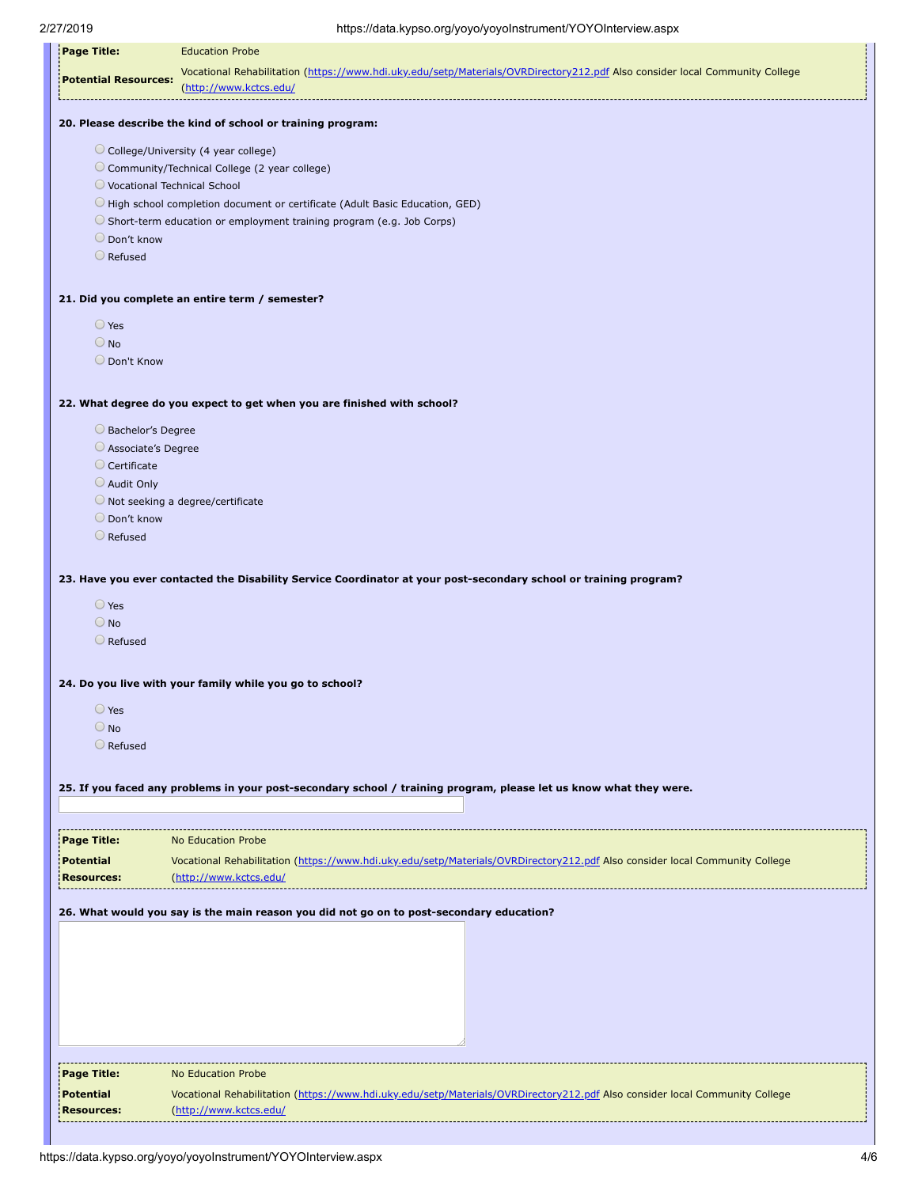| **Page Title:** | Education Probe |
| --- | --- |
| **Potential Resources:** | Vocational Rehabilitation (https://www.hdi.uky.edu/setp/Materials/OVRDirectory212.pdf Also consider local Community College (http://www.kctcs.edu/ |

**20. Please describe the kind of school or training program:**

- College/University (4 year college)
- Community/Technical College (2 year college)
- Vocational Technical School
- High school completion document or certificate (Adult Basic Education, GED)
- Short-term education or employment training program (e.g. Job Corps)
- Don't know
- Refused

**21. Did you complete an entire term / semester?**

- Yes
- No
- Don't Know

**22. What degree do you expect to get when you are finished with school?**

- Bachelor's Degree
- Associate's Degree
- Certificate
- Audit Only
- Not seeking a degree/certificate
- Don't know
- Refused

**23. Have you ever contacted the Disability Service Coordinator at your post-secondary school or training program?**

- Yes
- No
- Refused

**24. Do you live with your family while you go to school?**

- Yes
- No
- Refused

**25. If you faced any problems in your post-secondary school / training program, please let us know what they were.**

| **Page Title:** | No Education Probe |
| --- | --- |
| **Potential Resources:** | Vocational Rehabilitation (https://www.hdi.uky.edu/setp/Materials/OVRDirectory212.pdf Also consider local Community College (http://www.kctcs.edu/ |

**26. What would you say is the main reason you did not go on to post-secondary education?**

| **Page Title:** | No Education Probe |
| --- | --- |
| **Potential Resources:** | Vocational Rehabilitation (https://www.hdi.uky.edu/setp/Materials/OVRDirectory212.pdf Also consider local Community College (http://www.kctcs.edu/ |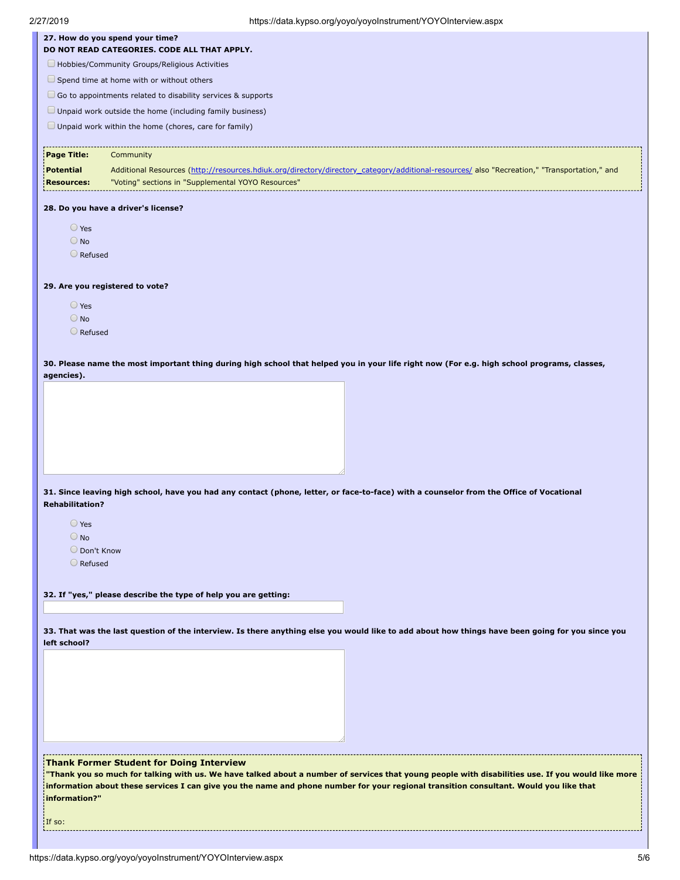**27. How do you spend your time?**
**DO NOT READ CATEGORIES. CODE ALL THAT APPLY.**

- ☐ Hobbies/Community Groups/Religious Activities
- ☐ Spend time at home with or without others
- ☐ Go to appointments related to disability services & supports
- ☐ Unpaid work outside the home (including family business)
- ☐ Unpaid work within the home (chores, care for family)

| | |
|---|---|
| **Page Title:** | Community |
| **Potential Resources:** | Additional Resources (http://resources.hdiuk.org/directory/directory_category/additional-resources/ also "Recreation," "Transportation," and "Voting" sections in "Supplemental YOYO Resources" |

**28. Do you have a driver's license?**

- ○ Yes
- ○ No
- ○ Refused

**29. Are you registered to vote?**

- ○ Yes
- ○ No
- ○ Refused

**30. Please name the most important thing during high school that helped you in your life right now (For e.g. high school programs, classes, agencies).**

**31. Since leaving high school, have you had any contact (phone, letter, or face-to-face) with a counselor from the Office of Vocational Rehabilitation?**

- ○ Yes
- ○ No
- ○ Don't Know
- ○ Refused

**32. If "yes," please describe the type of help you are getting:**

**33. That was the last question of the interview. Is there anything else you would like to add about how things have been going for you since you left school?**

**Thank Former Student for Doing Interview**

**"Thank you so much for talking with us. We have talked about a number of services that young people with disabilities use. If you would like more information about these services I can give you the name and phone number for your regional transition consultant. Would you like that information?"**

If so: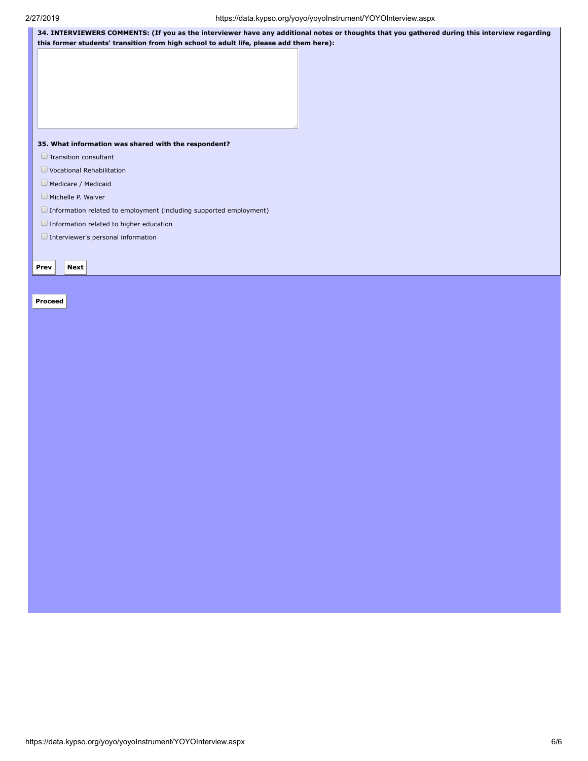**34. INTERVIEWERS COMMENTS: (If you as the interviewer have any additional notes or thoughts that you gathered during this interview regarding this former students' transition from high school to adult life, please add them here):**

**35. What information was shared with the respondent?**

- ☐ Transition consultant
- ☐ Vocational Rehabilitation
- ☐ Medicare / Medicaid
- ☐ Michelle P. Waiver
- ☐ Information related to employment (including supported employment)
- ☐ Information related to higher education
- ☐ Interviewer's personal information

**Prev** **Next**

**Proceed**